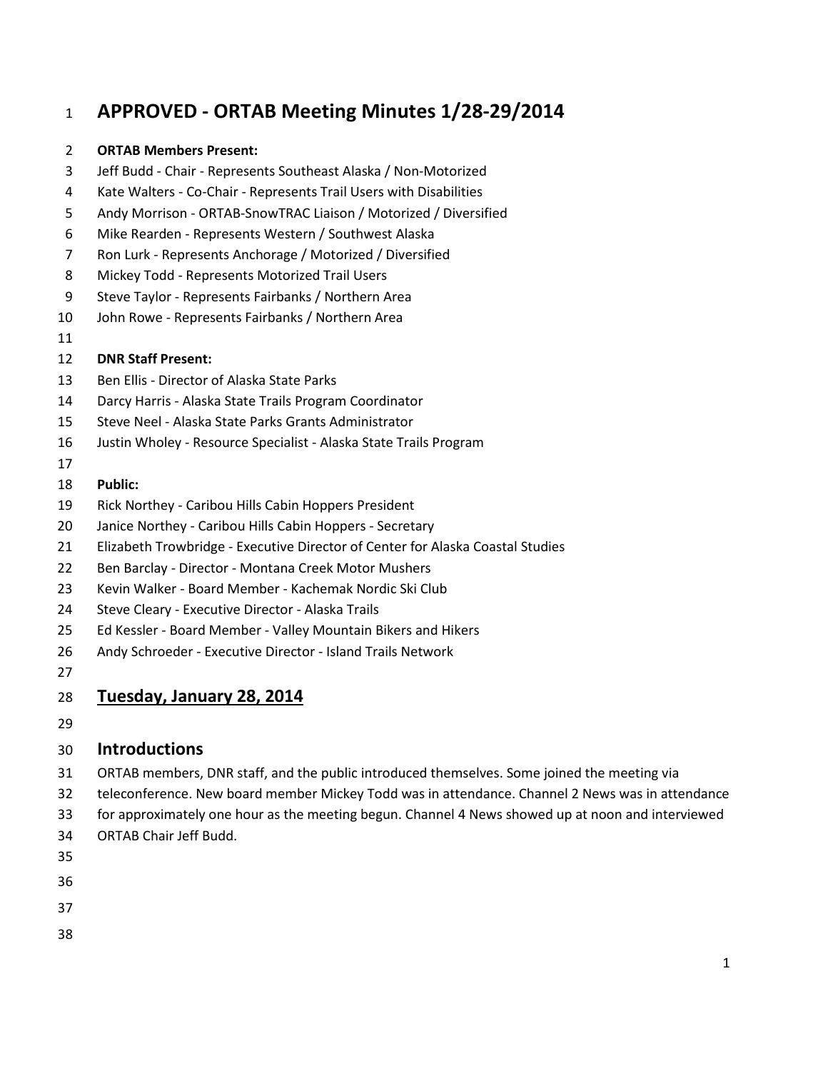# APPROVED - ORTAB Meeting Minutes 1/28-29/2014

**ORTAB Members Present:**

Jeff Budd - Chair - Represents Southeast Alaska / Non-Motorized
Kate Walters - Co-Chair - Represents Trail Users with Disabilities
Andy Morrison - ORTAB-SnowTRAC Liaison / Motorized / Diversified
Mike Rearden - Represents Western / Southwest Alaska
Ron Lurk - Represents Anchorage / Motorized / Diversified
Mickey Todd - Represents Motorized Trail Users
Steve Taylor - Represents Fairbanks / Northern Area
John Rowe - Represents Fairbanks / Northern Area

**DNR Staff Present:**

Ben Ellis - Director of Alaska State Parks
Darcy Harris - Alaska State Trails Program Coordinator
Steve Neel - Alaska State Parks Grants Administrator
Justin Wholey - Resource Specialist - Alaska State Trails Program

**Public:**

Rick Northey - Caribou Hills Cabin Hoppers President
Janice Northey - Caribou Hills Cabin Hoppers - Secretary
Elizabeth Trowbridge - Executive Director of Center for Alaska Coastal Studies
Ben Barclay - Director - Montana Creek Motor Mushers
Kevin Walker - Board Member - Kachemak Nordic Ski Club
Steve Cleary - Executive Director - Alaska Trails
Ed Kessler - Board Member - Valley Mountain Bikers and Hikers
Andy Schroeder - Executive Director - Island Trails Network

## Tuesday, January 28, 2014

### Introductions

ORTAB members, DNR staff, and the public introduced themselves. Some joined the meeting via teleconference. New board member Mickey Todd was in attendance. Channel 2 News was in attendance for approximately one hour as the meeting begun. Channel 4 News showed up at noon and interviewed ORTAB Chair Jeff Budd.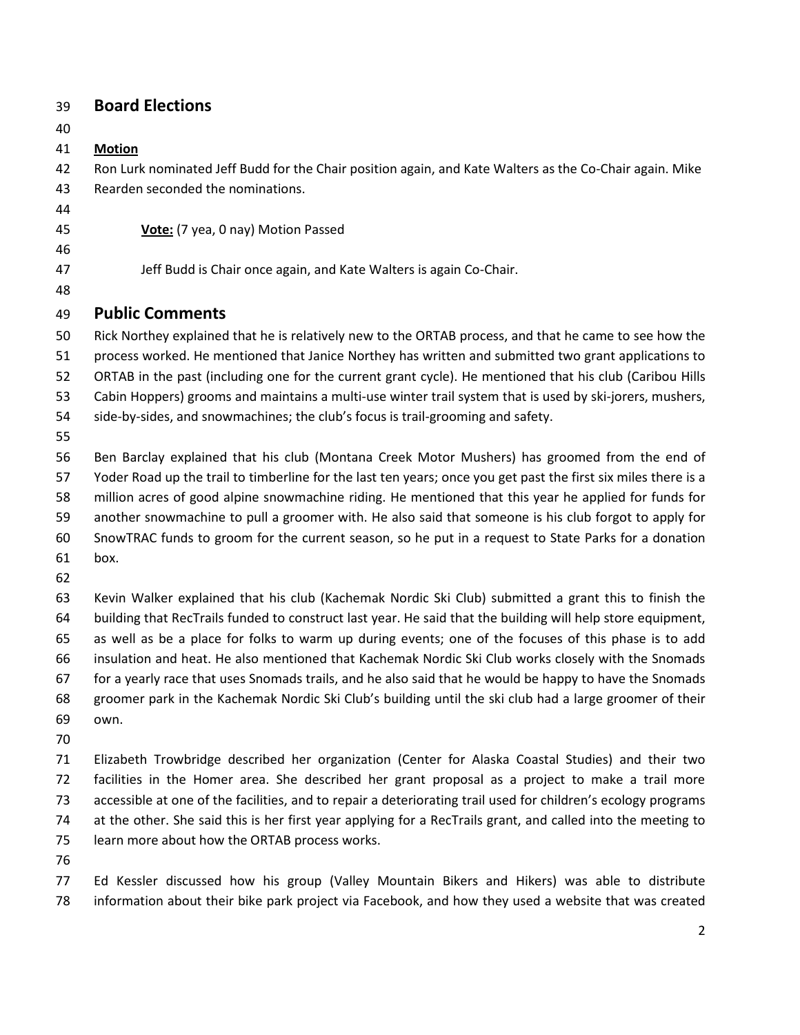## Board Elections

**Motion**

Ron Lurk nominated Jeff Budd for the Chair position again, and Kate Walters as the Co-Chair again. Mike Rearden seconded the nominations.

> **Vote:** (7 yea, 0 nay) Motion Passed
>
> Jeff Budd is Chair once again, and Kate Walters is again Co-Chair.

## Public Comments

Rick Northey explained that he is relatively new to the ORTAB process, and that he came to see how the process worked. He mentioned that Janice Northey has written and submitted two grant applications to ORTAB in the past (including one for the current grant cycle). He mentioned that his club (Caribou Hills Cabin Hoppers) grooms and maintains a multi-use winter trail system that is used by ski-jorers, mushers, side-by-sides, and snowmachines; the club's focus is trail-grooming and safety.

Ben Barclay explained that his club (Montana Creek Motor Mushers) has groomed from the end of Yoder Road up the trail to timberline for the last ten years; once you get past the first six miles there is a million acres of good alpine snowmachine riding. He mentioned that this year he applied for funds for another snowmachine to pull a groomer with. He also said that someone is his club forgot to apply for SnowTRAC funds to groom for the current season, so he put in a request to State Parks for a donation box.

Kevin Walker explained that his club (Kachemak Nordic Ski Club) submitted a grant this to finish the building that RecTrails funded to construct last year. He said that the building will help store equipment, as well as be a place for folks to warm up during events; one of the focuses of this phase is to add insulation and heat. He also mentioned that Kachemak Nordic Ski Club works closely with the Snomads for a yearly race that uses Snomads trails, and he also said that he would be happy to have the Snomads groomer park in the Kachemak Nordic Ski Club's building until the ski club had a large groomer of their own.

Elizabeth Trowbridge described her organization (Center for Alaska Coastal Studies) and their two facilities in the Homer area. She described her grant proposal as a project to make a trail more accessible at one of the facilities, and to repair a deteriorating trail used for children's ecology programs at the other. She said this is her first year applying for a RecTrails grant, and called into the meeting to learn more about how the ORTAB process works.

Ed Kessler discussed how his group (Valley Mountain Bikers and Hikers) was able to distribute information about their bike park project via Facebook, and how they used a website that was created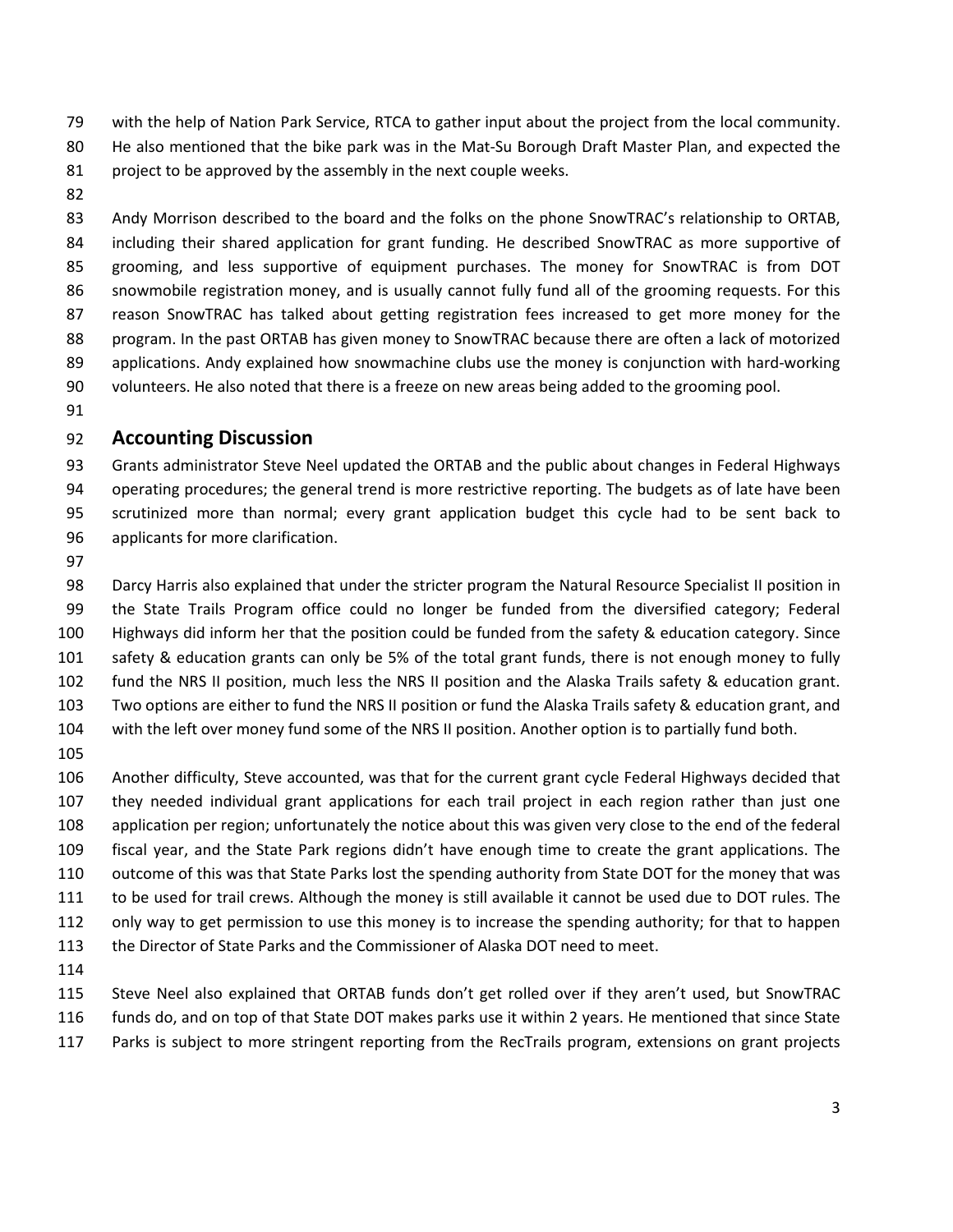with the help of Nation Park Service, RTCA to gather input about the project from the local community. He also mentioned that the bike park was in the Mat-Su Borough Draft Master Plan, and expected the project to be approved by the assembly in the next couple weeks.

Andy Morrison described to the board and the folks on the phone SnowTRAC's relationship to ORTAB, including their shared application for grant funding. He described SnowTRAC as more supportive of grooming, and less supportive of equipment purchases. The money for SnowTRAC is from DOT snowmobile registration money, and is usually cannot fully fund all of the grooming requests. For this reason SnowTRAC has talked about getting registration fees increased to get more money for the program. In the past ORTAB has given money to SnowTRAC because there are often a lack of motorized applications. Andy explained how snowmachine clubs use the money is conjunction with hard-working volunteers. He also noted that there is a freeze on new areas being added to the grooming pool.

## Accounting Discussion

Grants administrator Steve Neel updated the ORTAB and the public about changes in Federal Highways operating procedures; the general trend is more restrictive reporting. The budgets as of late have been scrutinized more than normal; every grant application budget this cycle had to be sent back to applicants for more clarification.

Darcy Harris also explained that under the stricter program the Natural Resource Specialist II position in the State Trails Program office could no longer be funded from the diversified category; Federal Highways did inform her that the position could be funded from the safety & education category. Since safety & education grants can only be 5% of the total grant funds, there is not enough money to fully fund the NRS II position, much less the NRS II position and the Alaska Trails safety & education grant. Two options are either to fund the NRS II position or fund the Alaska Trails safety & education grant, and with the left over money fund some of the NRS II position. Another option is to partially fund both.

Another difficulty, Steve accounted, was that for the current grant cycle Federal Highways decided that they needed individual grant applications for each trail project in each region rather than just one application per region; unfortunately the notice about this was given very close to the end of the federal fiscal year, and the State Park regions didn't have enough time to create the grant applications. The outcome of this was that State Parks lost the spending authority from State DOT for the money that was to be used for trail crews. Although the money is still available it cannot be used due to DOT rules. The only way to get permission to use this money is to increase the spending authority; for that to happen the Director of State Parks and the Commissioner of Alaska DOT need to meet.

Steve Neel also explained that ORTAB funds don't get rolled over if they aren't used, but SnowTRAC funds do, and on top of that State DOT makes parks use it within 2 years. He mentioned that since State Parks is subject to more stringent reporting from the RecTrails program, extensions on grant projects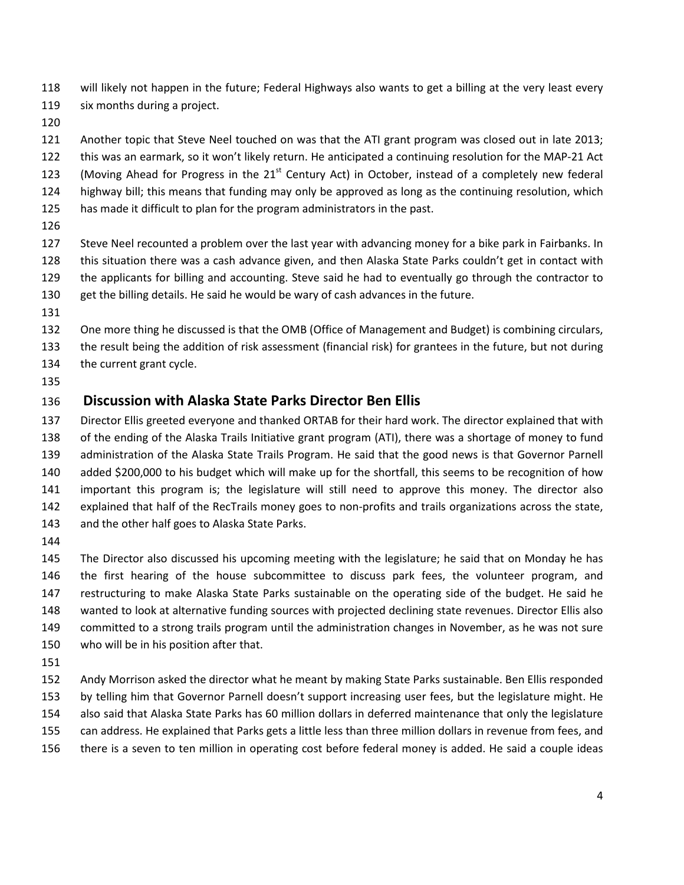will likely not happen in the future; Federal Highways also wants to get a billing at the very least every six months during a project.

Another topic that Steve Neel touched on was that the ATI grant program was closed out in late 2013; this was an earmark, so it won't likely return. He anticipated a continuing resolution for the MAP-21 Act (Moving Ahead for Progress in the 21st Century Act) in October, instead of a completely new federal highway bill; this means that funding may only be approved as long as the continuing resolution, which has made it difficult to plan for the program administrators in the past.

Steve Neel recounted a problem over the last year with advancing money for a bike park in Fairbanks. In this situation there was a cash advance given, and then Alaska State Parks couldn't get in contact with the applicants for billing and accounting. Steve said he had to eventually go through the contractor to get the billing details. He said he would be wary of cash advances in the future.

One more thing he discussed is that the OMB (Office of Management and Budget) is combining circulars, the result being the addition of risk assessment (financial risk) for grantees in the future, but not during the current grant cycle.

## Discussion with Alaska State Parks Director Ben Ellis

Director Ellis greeted everyone and thanked ORTAB for their hard work. The director explained that with of the ending of the Alaska Trails Initiative grant program (ATI), there was a shortage of money to fund administration of the Alaska State Trails Program. He said that the good news is that Governor Parnell added $200,000 to his budget which will make up for the shortfall, this seems to be recognition of how important this program is; the legislature will still need to approve this money. The director also explained that half of the RecTrails money goes to non-profits and trails organizations across the state, and the other half goes to Alaska State Parks.

The Director also discussed his upcoming meeting with the legislature; he said that on Monday he has the first hearing of the house subcommittee to discuss park fees, the volunteer program, and restructuring to make Alaska State Parks sustainable on the operating side of the budget. He said he wanted to look at alternative funding sources with projected declining state revenues. Director Ellis also committed to a strong trails program until the administration changes in November, as he was not sure who will be in his position after that.

Andy Morrison asked the director what he meant by making State Parks sustainable. Ben Ellis responded by telling him that Governor Parnell doesn't support increasing user fees, but the legislature might. He also said that Alaska State Parks has 60 million dollars in deferred maintenance that only the legislature can address. He explained that Parks gets a little less than three million dollars in revenue from fees, and there is a seven to ten million in operating cost before federal money is added. He said a couple ideas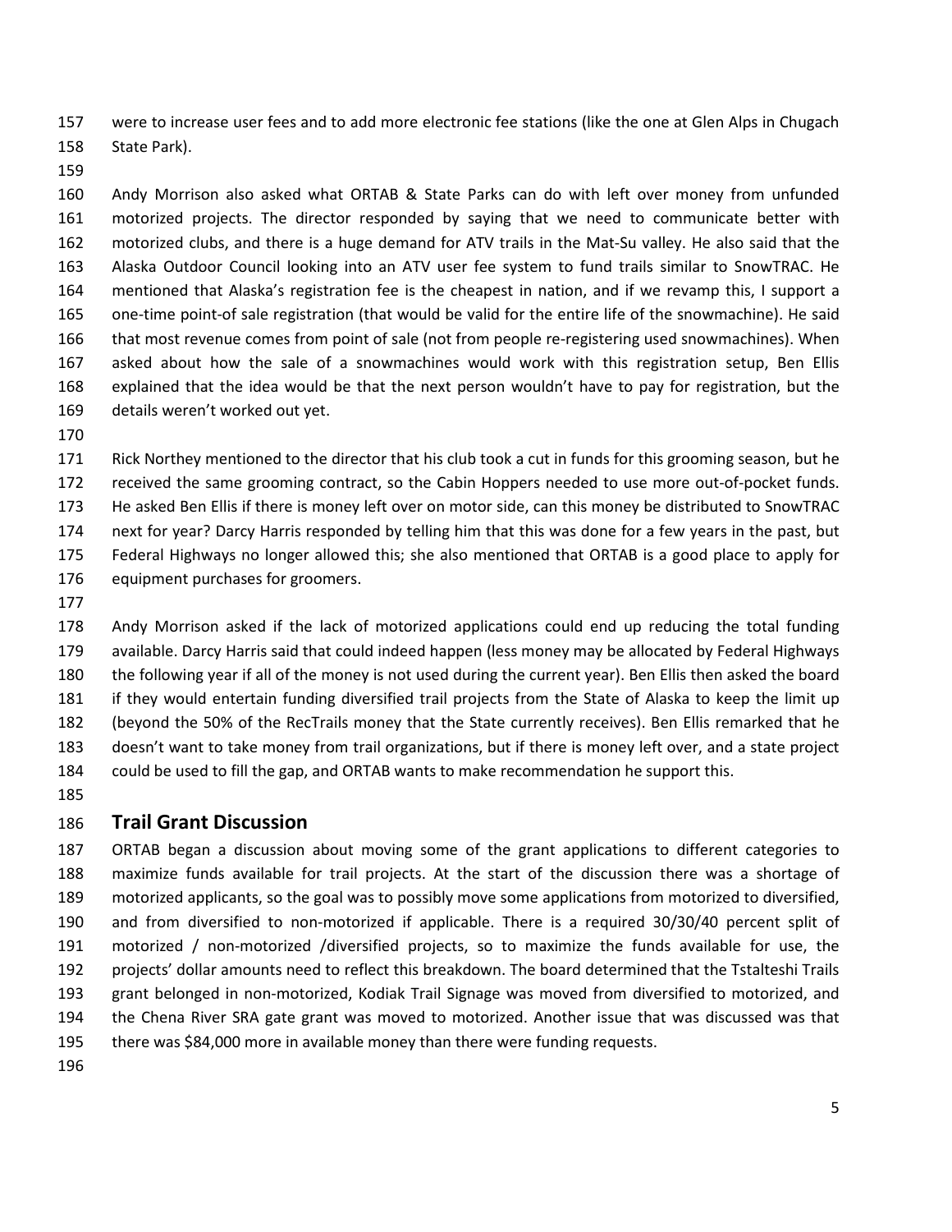were to increase user fees and to add more electronic fee stations (like the one at Glen Alps in Chugach State Park).

Andy Morrison also asked what ORTAB & State Parks can do with left over money from unfunded motorized projects. The director responded by saying that we need to communicate better with motorized clubs, and there is a huge demand for ATV trails in the Mat-Su valley. He also said that the Alaska Outdoor Council looking into an ATV user fee system to fund trails similar to SnowTRAC. He mentioned that Alaska's registration fee is the cheapest in nation, and if we revamp this, I support a one-time point-of sale registration (that would be valid for the entire life of the snowmachine). He said that most revenue comes from point of sale (not from people re-registering used snowmachines). When asked about how the sale of a snowmachines would work with this registration setup, Ben Ellis explained that the idea would be that the next person wouldn't have to pay for registration, but the details weren't worked out yet.

Rick Northey mentioned to the director that his club took a cut in funds for this grooming season, but he received the same grooming contract, so the Cabin Hoppers needed to use more out-of-pocket funds. He asked Ben Ellis if there is money left over on motor side, can this money be distributed to SnowTRAC next for year? Darcy Harris responded by telling him that this was done for a few years in the past, but Federal Highways no longer allowed this; she also mentioned that ORTAB is a good place to apply for equipment purchases for groomers.

Andy Morrison asked if the lack of motorized applications could end up reducing the total funding available. Darcy Harris said that could indeed happen (less money may be allocated by Federal Highways the following year if all of the money is not used during the current year). Ben Ellis then asked the board if they would entertain funding diversified trail projects from the State of Alaska to keep the limit up (beyond the 50% of the RecTrails money that the State currently receives). Ben Ellis remarked that he doesn't want to take money from trail organizations, but if there is money left over, and a state project could be used to fill the gap, and ORTAB wants to make recommendation he support this.

## Trail Grant Discussion

ORTAB began a discussion about moving some of the grant applications to different categories to maximize funds available for trail projects. At the start of the discussion there was a shortage of motorized applicants, so the goal was to possibly move some applications from motorized to diversified, and from diversified to non-motorized if applicable. There is a required 30/30/40 percent split of motorized / non-motorized /diversified projects, so to maximize the funds available for use, the projects' dollar amounts need to reflect this breakdown. The board determined that the Tstalteshi Trails grant belonged in non-motorized, Kodiak Trail Signage was moved from diversified to motorized, and the Chena River SRA gate grant was moved to motorized. Another issue that was discussed was that there was $84,000 more in available money than there were funding requests.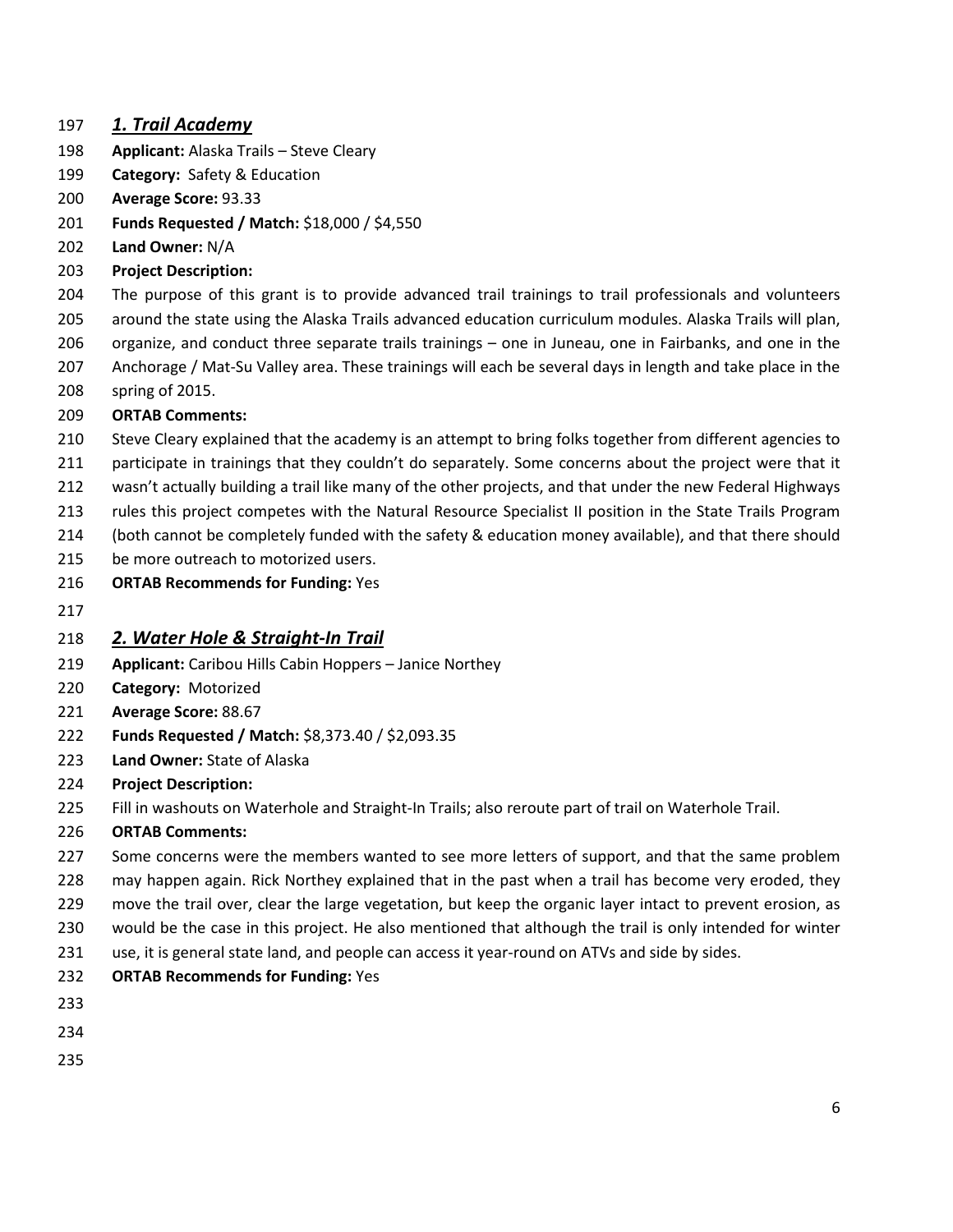### ***1. Trail Academy***

**Applicant:** Alaska Trails – Steve Cleary

**Category:** Safety & Education

**Average Score:** 93.33

**Funds Requested / Match:** $18,000 / $4,550

**Land Owner:** N/A

**Project Description:**

The purpose of this grant is to provide advanced trail trainings to trail professionals and volunteers around the state using the Alaska Trails advanced education curriculum modules. Alaska Trails will plan, organize, and conduct three separate trails trainings – one in Juneau, one in Fairbanks, and one in the Anchorage / Mat-Su Valley area. These trainings will each be several days in length and take place in the spring of 2015.

**ORTAB Comments:**

Steve Cleary explained that the academy is an attempt to bring folks together from different agencies to participate in trainings that they couldn't do separately. Some concerns about the project were that it wasn't actually building a trail like many of the other projects, and that under the new Federal Highways rules this project competes with the Natural Resource Specialist II position in the State Trails Program (both cannot be completely funded with the safety & education money available), and that there should be more outreach to motorized users.

**ORTAB Recommends for Funding:** Yes

### ***2. Water Hole & Straight-In Trail***

**Applicant:** Caribou Hills Cabin Hoppers – Janice Northey

**Category:** Motorized

**Average Score:** 88.67

**Funds Requested / Match:** $8,373.40 / $2,093.35

**Land Owner:** State of Alaska

**Project Description:**

Fill in washouts on Waterhole and Straight-In Trails; also reroute part of trail on Waterhole Trail.

**ORTAB Comments:**

Some concerns were the members wanted to see more letters of support, and that the same problem may happen again. Rick Northey explained that in the past when a trail has become very eroded, they move the trail over, clear the large vegetation, but keep the organic layer intact to prevent erosion, as would be the case in this project. He also mentioned that although the trail is only intended for winter use, it is general state land, and people can access it year-round on ATVs and side by sides.

**ORTAB Recommends for Funding:** Yes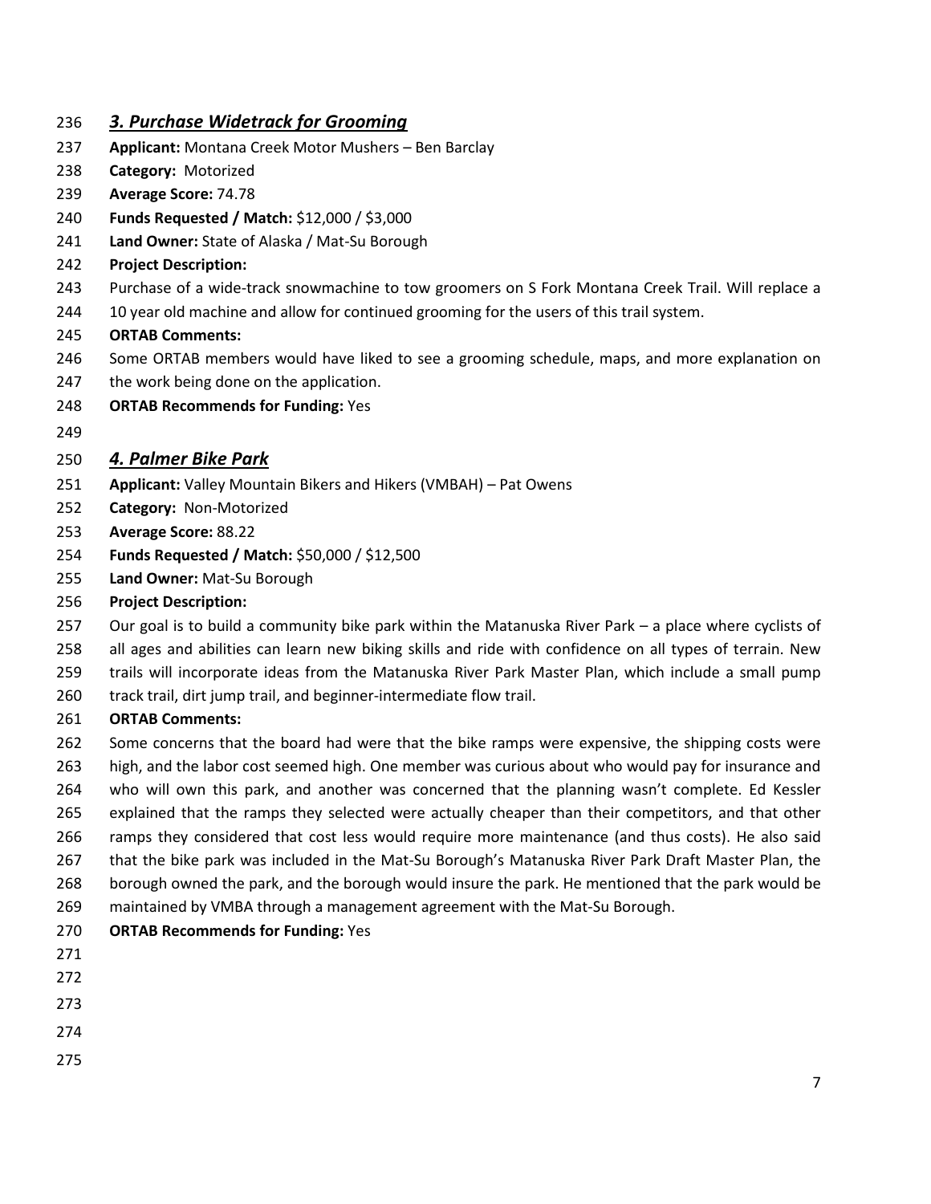### *3. Purchase Widetrack for Grooming*

**Applicant:** Montana Creek Motor Mushers – Ben Barclay

**Category:** Motorized

**Average Score:** 74.78

**Funds Requested / Match:** $12,000 / $3,000

**Land Owner:** State of Alaska / Mat-Su Borough

**Project Description:**

Purchase of a wide-track snowmachine to tow groomers on S Fork Montana Creek Trail. Will replace a 10 year old machine and allow for continued grooming for the users of this trail system.

**ORTAB Comments:**

Some ORTAB members would have liked to see a grooming schedule, maps, and more explanation on the work being done on the application.

**ORTAB Recommends for Funding:** Yes

### *4. Palmer Bike Park*

**Applicant:** Valley Mountain Bikers and Hikers (VMBAH) – Pat Owens

**Category:** Non-Motorized

**Average Score:** 88.22

**Funds Requested / Match:** $50,000 / $12,500

**Land Owner:** Mat-Su Borough

**Project Description:**

Our goal is to build a community bike park within the Matanuska River Park – a place where cyclists of all ages and abilities can learn new biking skills and ride with confidence on all types of terrain. New trails will incorporate ideas from the Matanuska River Park Master Plan, which include a small pump track trail, dirt jump trail, and beginner-intermediate flow trail.

**ORTAB Comments:**

Some concerns that the board had were that the bike ramps were expensive, the shipping costs were high, and the labor cost seemed high. One member was curious about who would pay for insurance and who will own this park, and another was concerned that the planning wasn't complete. Ed Kessler explained that the ramps they selected were actually cheaper than their competitors, and that other ramps they considered that cost less would require more maintenance (and thus costs). He also said that the bike park was included in the Mat-Su Borough's Matanuska River Park Draft Master Plan, the borough owned the park, and the borough would insure the park. He mentioned that the park would be maintained by VMBA through a management agreement with the Mat-Su Borough.

**ORTAB Recommends for Funding:** Yes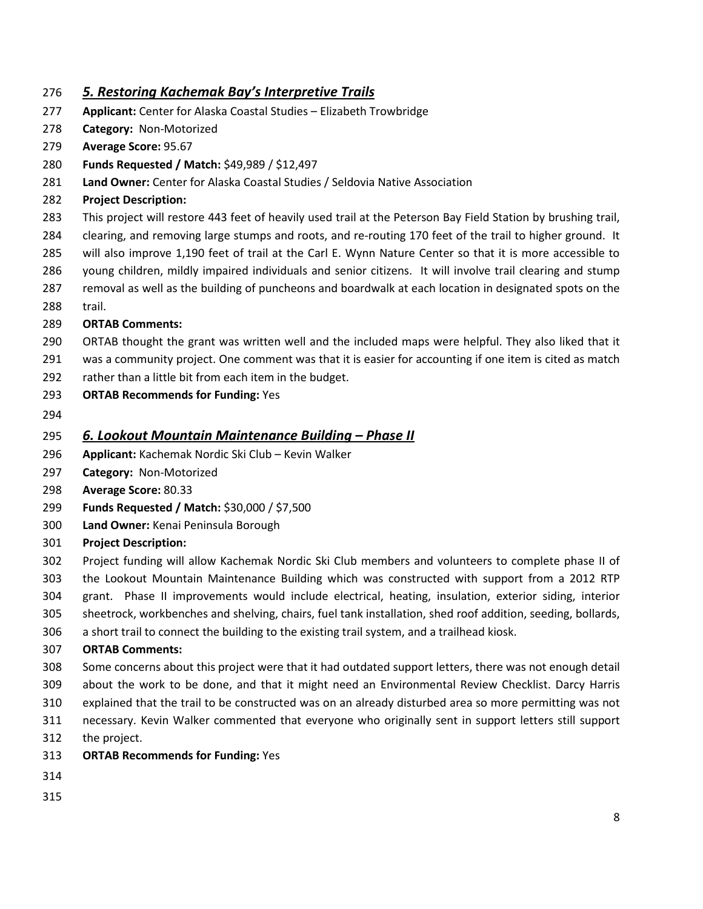## *5. Restoring Kachemak Bay's Interpretive Trails*

**Applicant:** Center for Alaska Coastal Studies – Elizabeth Trowbridge

**Category:** Non-Motorized

**Average Score:** 95.67

**Funds Requested / Match:** $49,989 / $12,497

**Land Owner:** Center for Alaska Coastal Studies / Seldovia Native Association

**Project Description:**

This project will restore 443 feet of heavily used trail at the Peterson Bay Field Station by brushing trail, clearing, and removing large stumps and roots, and re-routing 170 feet of the trail to higher ground. It will also improve 1,190 feet of trail at the Carl E. Wynn Nature Center so that it is more accessible to young children, mildly impaired individuals and senior citizens. It will involve trail clearing and stump removal as well as the building of puncheons and boardwalk at each location in designated spots on the trail.

**ORTAB Comments:**

ORTAB thought the grant was written well and the included maps were helpful. They also liked that it was a community project. One comment was that it is easier for accounting if one item is cited as match rather than a little bit from each item in the budget.

**ORTAB Recommends for Funding:** Yes

## *6. Lookout Mountain Maintenance Building – Phase II*

**Applicant:** Kachemak Nordic Ski Club – Kevin Walker

**Category:** Non-Motorized

**Average Score:** 80.33

**Funds Requested / Match:** $30,000 / $7,500

**Land Owner:** Kenai Peninsula Borough

**Project Description:**

Project funding will allow Kachemak Nordic Ski Club members and volunteers to complete phase II of the Lookout Mountain Maintenance Building which was constructed with support from a 2012 RTP grant. Phase II improvements would include electrical, heating, insulation, exterior siding, interior sheetrock, workbenches and shelving, chairs, fuel tank installation, shed roof addition, seeding, bollards, a short trail to connect the building to the existing trail system, and a trailhead kiosk.

**ORTAB Comments:**

Some concerns about this project were that it had outdated support letters, there was not enough detail about the work to be done, and that it might need an Environmental Review Checklist. Darcy Harris explained that the trail to be constructed was on an already disturbed area so more permitting was not necessary. Kevin Walker commented that everyone who originally sent in support letters still support the project.

**ORTAB Recommends for Funding:** Yes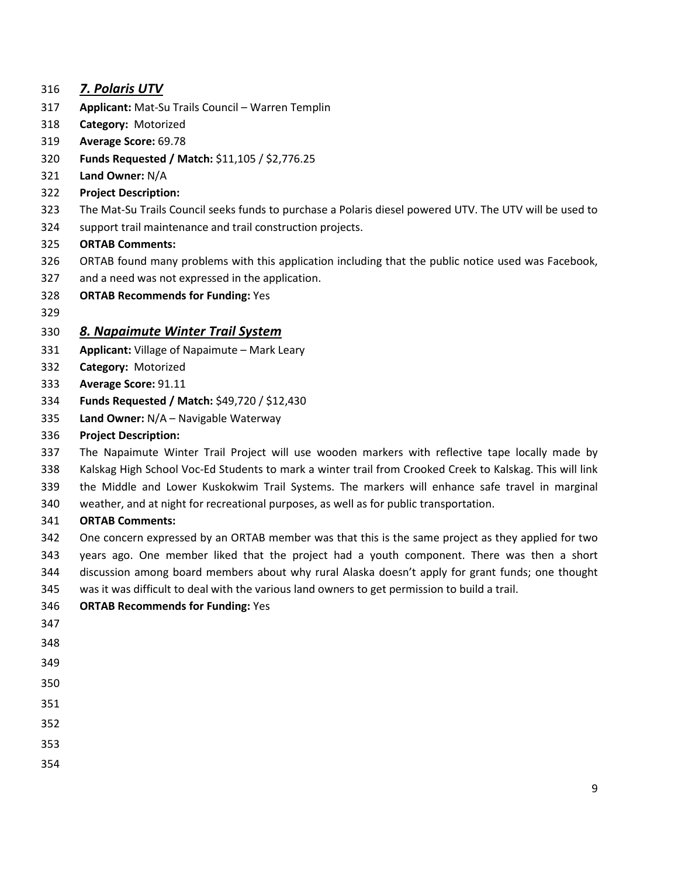### ***7. Polaris UTV***

**Applicant:** Mat-Su Trails Council – Warren Templin

**Category:** Motorized

**Average Score:** 69.78

**Funds Requested / Match:** $11,105 / $2,776.25

**Land Owner:** N/A

**Project Description:**

The Mat-Su Trails Council seeks funds to purchase a Polaris diesel powered UTV. The UTV will be used to support trail maintenance and trail construction projects.

**ORTAB Comments:**

ORTAB found many problems with this application including that the public notice used was Facebook, and a need was not expressed in the application.

**ORTAB Recommends for Funding:** Yes

### ***8. Napaimute Winter Trail System***

**Applicant:** Village of Napaimute – Mark Leary

**Category:** Motorized

**Average Score:** 91.11

**Funds Requested / Match:** $49,720 / $12,430

**Land Owner:** N/A – Navigable Waterway

**Project Description:**

The Napaimute Winter Trail Project will use wooden markers with reflective tape locally made by Kalskag High School Voc-Ed Students to mark a winter trail from Crooked Creek to Kalskag. This will link the Middle and Lower Kuskokwim Trail Systems. The markers will enhance safe travel in marginal weather, and at night for recreational purposes, as well as for public transportation.

**ORTAB Comments:**

One concern expressed by an ORTAB member was that this is the same project as they applied for two years ago. One member liked that the project had a youth component. There was then a short discussion among board members about why rural Alaska doesn't apply for grant funds; one thought was it was difficult to deal with the various land owners to get permission to build a trail.

**ORTAB Recommends for Funding:** Yes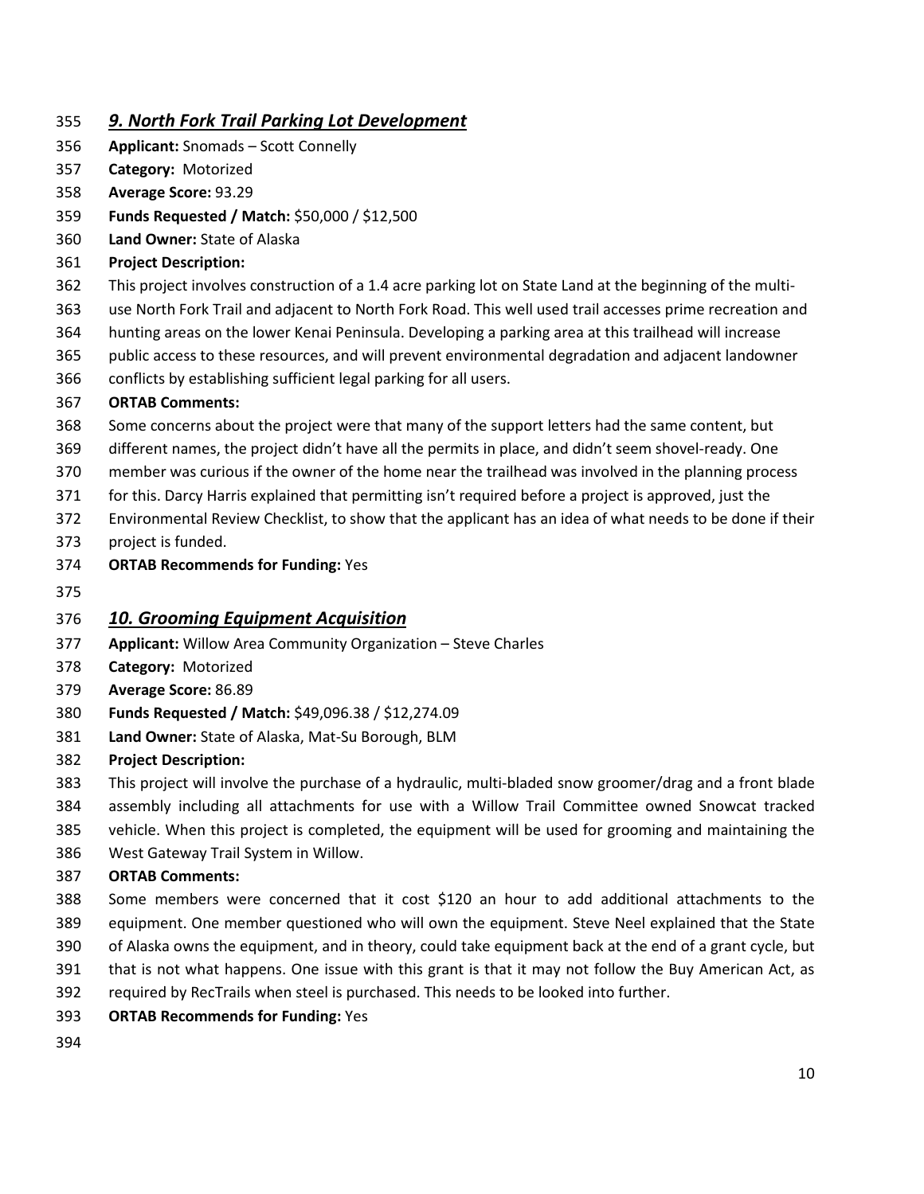## *9. North Fork Trail Parking Lot Development*

**Applicant:** Snomads – Scott Connelly

**Category:** Motorized

**Average Score:** 93.29

**Funds Requested / Match:** $50,000 / $12,500

**Land Owner:** State of Alaska

**Project Description:**

This project involves construction of a 1.4 acre parking lot on State Land at the beginning of the multi-use North Fork Trail and adjacent to North Fork Road. This well used trail accesses prime recreation and hunting areas on the lower Kenai Peninsula. Developing a parking area at this trailhead will increase public access to these resources, and will prevent environmental degradation and adjacent landowner conflicts by establishing sufficient legal parking for all users.

**ORTAB Comments:**

Some concerns about the project were that many of the support letters had the same content, but different names, the project didn't have all the permits in place, and didn't seem shovel-ready. One member was curious if the owner of the home near the trailhead was involved in the planning process for this. Darcy Harris explained that permitting isn't required before a project is approved, just the Environmental Review Checklist, to show that the applicant has an idea of what needs to be done if their project is funded.

**ORTAB Recommends for Funding:** Yes

## *10. Grooming Equipment Acquisition*

**Applicant:** Willow Area Community Organization – Steve Charles

**Category:** Motorized

**Average Score:** 86.89

**Funds Requested / Match:** $49,096.38 / $12,274.09

**Land Owner:** State of Alaska, Mat-Su Borough, BLM

**Project Description:**

This project will involve the purchase of a hydraulic, multi-bladed snow groomer/drag and a front blade assembly including all attachments for use with a Willow Trail Committee owned Snowcat tracked vehicle. When this project is completed, the equipment will be used for grooming and maintaining the West Gateway Trail System in Willow.

**ORTAB Comments:**

Some members were concerned that it cost $120 an hour to add additional attachments to the equipment. One member questioned who will own the equipment. Steve Neel explained that the State of Alaska owns the equipment, and in theory, could take equipment back at the end of a grant cycle, but that is not what happens. One issue with this grant is that it may not follow the Buy American Act, as required by RecTrails when steel is purchased. This needs to be looked into further.

**ORTAB Recommends for Funding:** Yes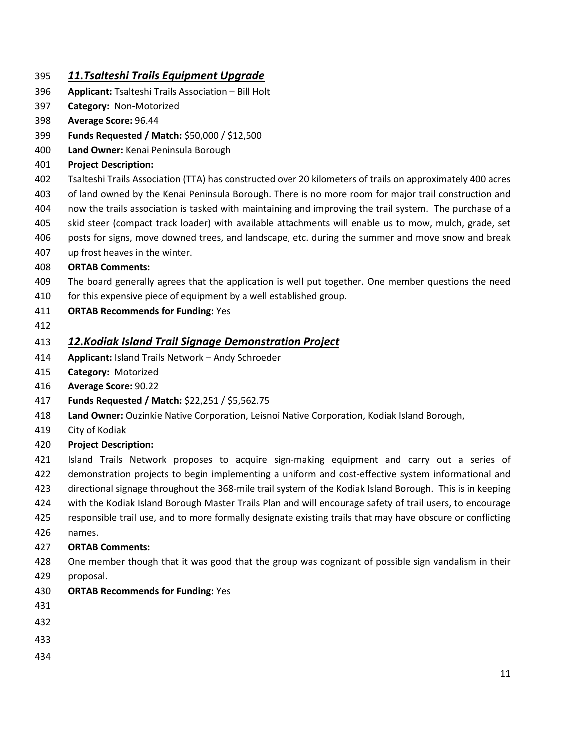## *11.Tsalteshi Trails Equipment Upgrade*

**Applicant:** Tsalteshi Trails Association – Bill Holt

**Category:** Non-Motorized

**Average Score:** 96.44

**Funds Requested / Match:** $50,000 / $12,500

**Land Owner:** Kenai Peninsula Borough

**Project Description:**

Tsalteshi Trails Association (TTA) has constructed over 20 kilometers of trails on approximately 400 acres of land owned by the Kenai Peninsula Borough. There is no more room for major trail construction and now the trails association is tasked with maintaining and improving the trail system. The purchase of a skid steer (compact track loader) with available attachments will enable us to mow, mulch, grade, set posts for signs, move downed trees, and landscape, etc. during the summer and move snow and break up frost heaves in the winter.

**ORTAB Comments:**

The board generally agrees that the application is well put together. One member questions the need for this expensive piece of equipment by a well established group.

**ORTAB Recommends for Funding:** Yes

## *12.Kodiak Island Trail Signage Demonstration Project*

**Applicant:** Island Trails Network – Andy Schroeder

**Category:** Motorized

**Average Score:** 90.22

**Funds Requested / Match:** $22,251 / $5,562.75

**Land Owner:** Ouzinkie Native Corporation, Leisnoi Native Corporation, Kodiak Island Borough, City of Kodiak

**Project Description:**

Island Trails Network proposes to acquire sign-making equipment and carry out a series of demonstration projects to begin implementing a uniform and cost-effective system informational and directional signage throughout the 368-mile trail system of the Kodiak Island Borough. This is in keeping with the Kodiak Island Borough Master Trails Plan and will encourage safety of trail users, to encourage responsible trail use, and to more formally designate existing trails that may have obscure or conflicting names.

**ORTAB Comments:**

One member though that it was good that the group was cognizant of possible sign vandalism in their proposal.

**ORTAB Recommends for Funding:** Yes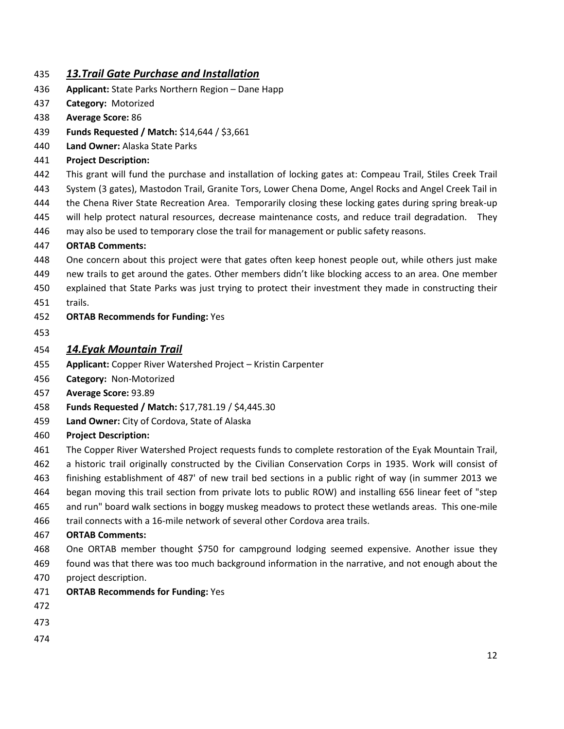## *13. Trail Gate Purchase and Installation*

**Applicant:** State Parks Northern Region – Dane Happ

**Category:** Motorized

**Average Score:** 86

**Funds Requested / Match:** \$14,644 / \$3,661

**Land Owner:** Alaska State Parks

**Project Description:**

This grant will fund the purchase and installation of locking gates at: Compeau Trail, Stiles Creek Trail System (3 gates), Mastodon Trail, Granite Tors, Lower Chena Dome, Angel Rocks and Angel Creek Tail in the Chena River State Recreation Area. Temporarily closing these locking gates during spring break-up will help protect natural resources, decrease maintenance costs, and reduce trail degradation. They may also be used to temporary close the trail for management or public safety reasons.

**ORTAB Comments:**

One concern about this project were that gates often keep honest people out, while others just make new trails to get around the gates. Other members didn't like blocking access to an area. One member explained that State Parks was just trying to protect their investment they made in constructing their trails.

**ORTAB Recommends for Funding:** Yes

## *14. Eyak Mountain Trail*

**Applicant:** Copper River Watershed Project – Kristin Carpenter

**Category:** Non-Motorized

**Average Score:** 93.89

**Funds Requested / Match:** \$17,781.19 / \$4,445.30

**Land Owner:** City of Cordova, State of Alaska

**Project Description:**

The Copper River Watershed Project requests funds to complete restoration of the Eyak Mountain Trail, a historic trail originally constructed by the Civilian Conservation Corps in 1935. Work will consist of finishing establishment of 487' of new trail bed sections in a public right of way (in summer 2013 we began moving this trail section from private lots to public ROW) and installing 656 linear feet of "step and run" board walk sections in boggy muskeg meadows to protect these wetlands areas. This one-mile trail connects with a 16-mile network of several other Cordova area trails.

**ORTAB Comments:**

One ORTAB member thought \$750 for campground lodging seemed expensive. Another issue they found was that there was too much background information in the narrative, and not enough about the project description.

**ORTAB Recommends for Funding:** Yes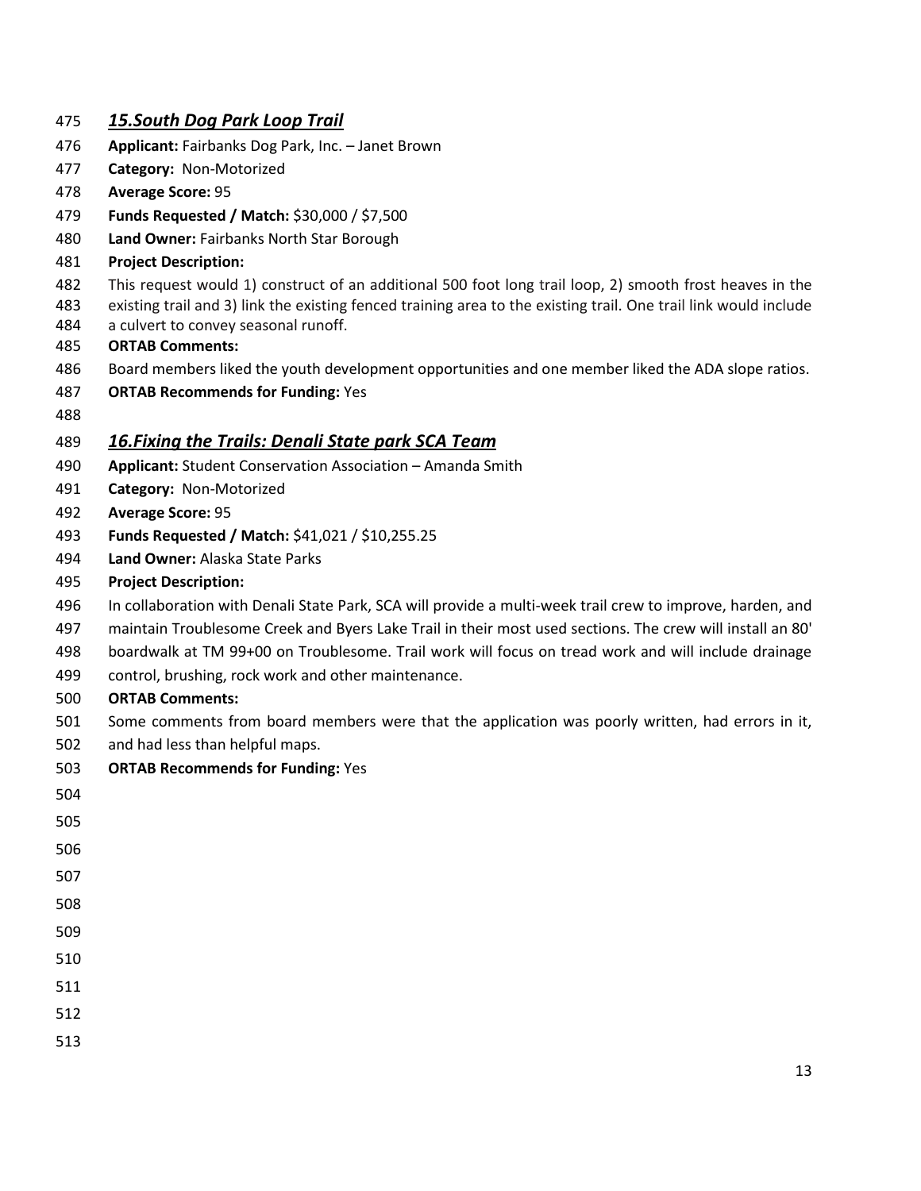### ***15.South Dog Park Loop Trail***

**Applicant:** Fairbanks Dog Park, Inc. – Janet Brown

**Category:** Non-Motorized

**Average Score:** 95

**Funds Requested / Match:** $30,000 / $7,500

**Land Owner:** Fairbanks North Star Borough

**Project Description:**

This request would 1) construct of an additional 500 foot long trail loop, 2) smooth frost heaves in the existing trail and 3) link the existing fenced training area to the existing trail. One trail link would include a culvert to convey seasonal runoff.

**ORTAB Comments:**

Board members liked the youth development opportunities and one member liked the ADA slope ratios.

**ORTAB Recommends for Funding:** Yes

### ***16.Fixing the Trails: Denali State park SCA Team***

**Applicant:** Student Conservation Association – Amanda Smith

**Category:** Non-Motorized

**Average Score:** 95

**Funds Requested / Match:** $41,021 / $10,255.25

**Land Owner:** Alaska State Parks

**Project Description:**

In collaboration with Denali State Park, SCA will provide a multi-week trail crew to improve, harden, and maintain Troublesome Creek and Byers Lake Trail in their most used sections. The crew will install an 80' boardwalk at TM 99+00 on Troublesome. Trail work will focus on tread work and will include drainage control, brushing, rock work and other maintenance.

**ORTAB Comments:**

Some comments from board members were that the application was poorly written, had errors in it, and had less than helpful maps.

**ORTAB Recommends for Funding:** Yes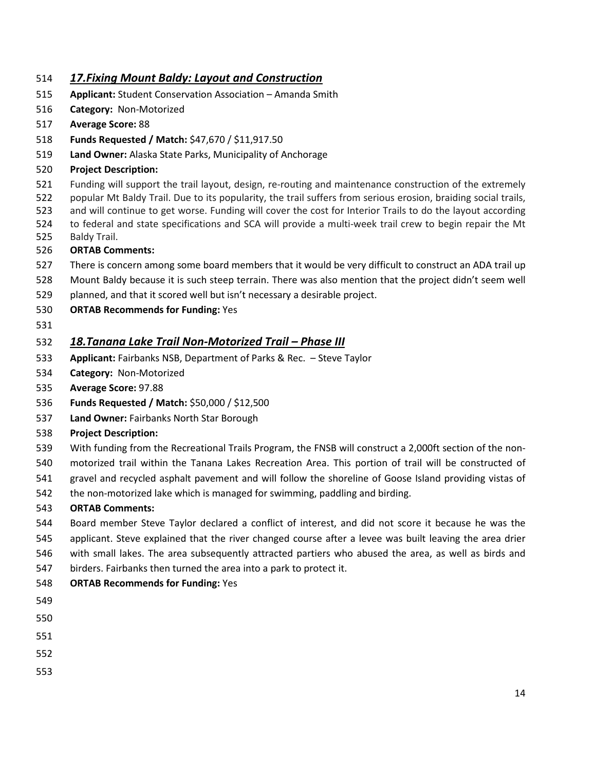## *17.Fixing Mount Baldy: Layout and Construction*

**Applicant:** Student Conservation Association – Amanda Smith

**Category:** Non-Motorized

**Average Score:** 88

**Funds Requested / Match:** $47,670 / $11,917.50

**Land Owner:** Alaska State Parks, Municipality of Anchorage

**Project Description:**

Funding will support the trail layout, design, re-routing and maintenance construction of the extremely popular Mt Baldy Trail. Due to its popularity, the trail suffers from serious erosion, braiding social trails, and will continue to get worse. Funding will cover the cost for Interior Trails to do the layout according to federal and state specifications and SCA will provide a multi-week trail crew to begin repair the Mt Baldy Trail.

**ORTAB Comments:**

There is concern among some board members that it would be very difficult to construct an ADA trail up Mount Baldy because it is such steep terrain. There was also mention that the project didn't seem well planned, and that it scored well but isn't necessary a desirable project.

**ORTAB Recommends for Funding:** Yes

## *18.Tanana Lake Trail Non-Motorized Trail – Phase III*

**Applicant:** Fairbanks NSB, Department of Parks & Rec. – Steve Taylor

**Category:** Non-Motorized

**Average Score:** 97.88

**Funds Requested / Match:** $50,000 / $12,500

**Land Owner:** Fairbanks North Star Borough

**Project Description:**

With funding from the Recreational Trails Program, the FNSB will construct a 2,000ft section of the non-motorized trail within the Tanana Lakes Recreation Area. This portion of trail will be constructed of gravel and recycled asphalt pavement and will follow the shoreline of Goose Island providing vistas of the non-motorized lake which is managed for swimming, paddling and birding.

**ORTAB Comments:**

Board member Steve Taylor declared a conflict of interest, and did not score it because he was the applicant. Steve explained that the river changed course after a levee was built leaving the area drier with small lakes. The area subsequently attracted partiers who abused the area, as well as birds and birders. Fairbanks then turned the area into a park to protect it.

**ORTAB Recommends for Funding:** Yes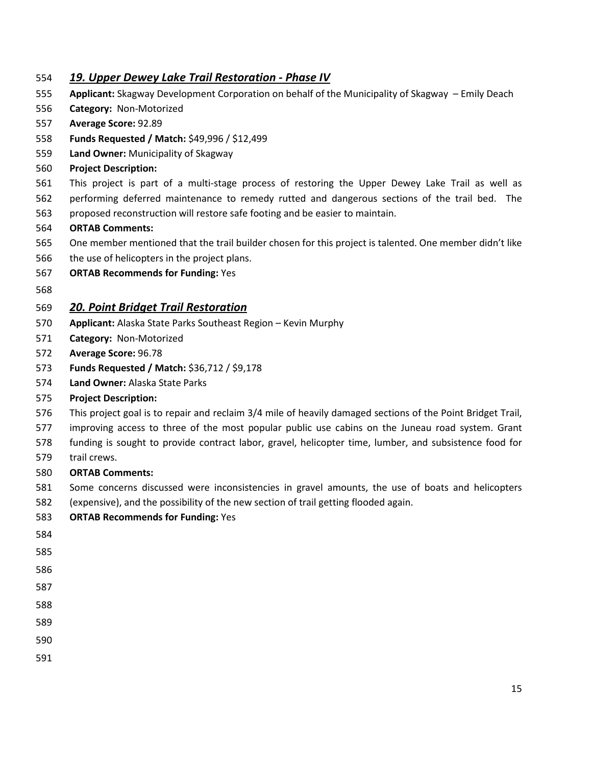### *19. Upper Dewey Lake Trail Restoration - Phase IV*

**Applicant:** Skagway Development Corporation on behalf of the Municipality of Skagway – Emily Deach
**Category:** Non-Motorized
**Average Score:** 92.89
**Funds Requested / Match:** $49,996 / $12,499
**Land Owner:** Municipality of Skagway
**Project Description:**
This project is part of a multi-stage process of restoring the Upper Dewey Lake Trail as well as performing deferred maintenance to remedy rutted and dangerous sections of the trail bed. The proposed reconstruction will restore safe footing and be easier to maintain.
**ORTAB Comments:**
One member mentioned that the trail builder chosen for this project is talented. One member didn't like the use of helicopters in the project plans.
**ORTAB Recommends for Funding:** Yes

### *20. Point Bridget Trail Restoration*

**Applicant:** Alaska State Parks Southeast Region – Kevin Murphy
**Category:** Non-Motorized
**Average Score:** 96.78
**Funds Requested / Match:** $36,712 / $9,178
**Land Owner:** Alaska State Parks
**Project Description:**
This project goal is to repair and reclaim 3/4 mile of heavily damaged sections of the Point Bridget Trail, improving access to three of the most popular public use cabins on the Juneau road system. Grant funding is sought to provide contract labor, gravel, helicopter time, lumber, and subsistence food for trail crews.
**ORTAB Comments:**
Some concerns discussed were inconsistencies in gravel amounts, the use of boats and helicopters (expensive), and the possibility of the new section of trail getting flooded again.
**ORTAB Recommends for Funding:** Yes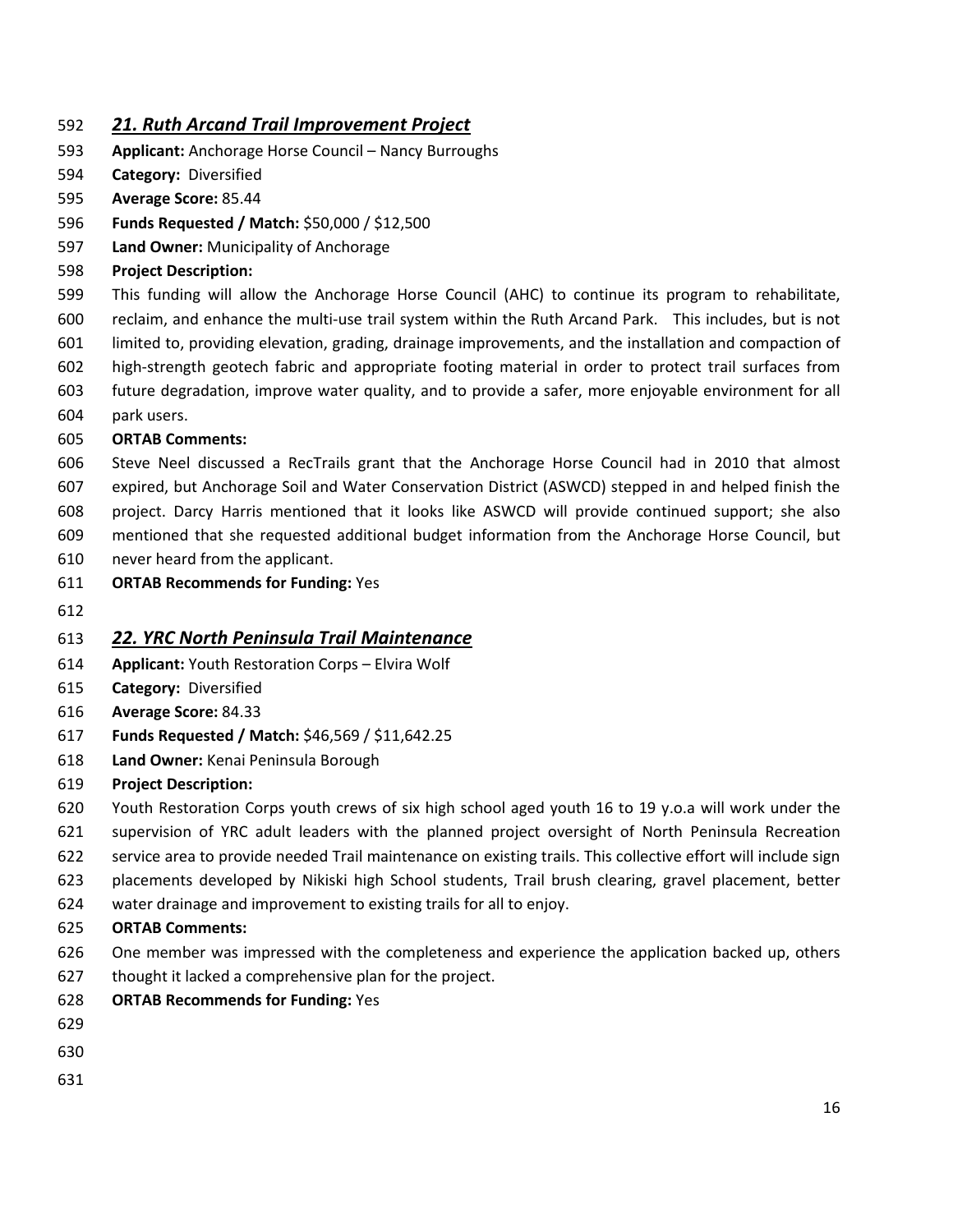## *21. Ruth Arcand Trail Improvement Project*

**Applicant:** Anchorage Horse Council – Nancy Burroughs

**Category:** Diversified

**Average Score:** 85.44

**Funds Requested / Match:** $50,000 / $12,500

**Land Owner:** Municipality of Anchorage

**Project Description:**

This funding will allow the Anchorage Horse Council (AHC) to continue its program to rehabilitate, reclaim, and enhance the multi-use trail system within the Ruth Arcand Park. This includes, but is not limited to, providing elevation, grading, drainage improvements, and the installation and compaction of high-strength geotech fabric and appropriate footing material in order to protect trail surfaces from future degradation, improve water quality, and to provide a safer, more enjoyable environment for all park users.

**ORTAB Comments:**

Steve Neel discussed a RecTrails grant that the Anchorage Horse Council had in 2010 that almost expired, but Anchorage Soil and Water Conservation District (ASWCD) stepped in and helped finish the project. Darcy Harris mentioned that it looks like ASWCD will provide continued support; she also mentioned that she requested additional budget information from the Anchorage Horse Council, but never heard from the applicant.

**ORTAB Recommends for Funding:** Yes

## *22. YRC North Peninsula Trail Maintenance*

**Applicant:** Youth Restoration Corps – Elvira Wolf

**Category:** Diversified

**Average Score:** 84.33

**Funds Requested / Match:** $46,569 / $11,642.25

**Land Owner:** Kenai Peninsula Borough

**Project Description:**

Youth Restoration Corps youth crews of six high school aged youth 16 to 19 y.o.a will work under the supervision of YRC adult leaders with the planned project oversight of North Peninsula Recreation service area to provide needed Trail maintenance on existing trails. This collective effort will include sign placements developed by Nikiski high School students, Trail brush clearing, gravel placement, better water drainage and improvement to existing trails for all to enjoy.

**ORTAB Comments:**

One member was impressed with the completeness and experience the application backed up, others thought it lacked a comprehensive plan for the project.

**ORTAB Recommends for Funding:** Yes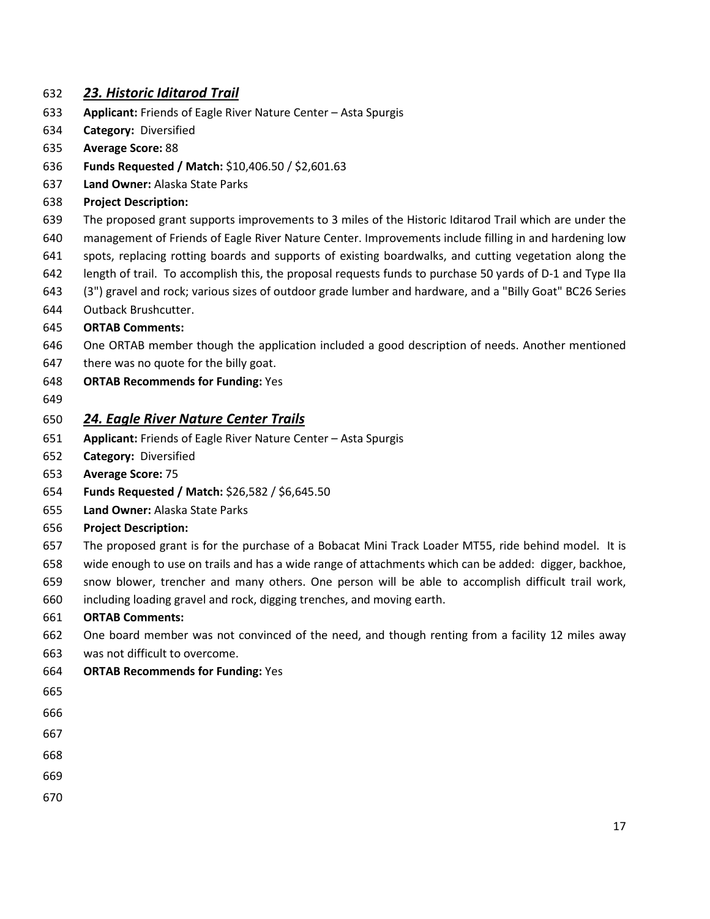## *23. Historic Iditarod Trail*

**Applicant:** Friends of Eagle River Nature Center – Asta Spurgis

**Category:** Diversified

**Average Score:** 88

**Funds Requested / Match:** $10,406.50 / $2,601.63

**Land Owner:** Alaska State Parks

**Project Description:**

The proposed grant supports improvements to 3 miles of the Historic Iditarod Trail which are under the management of Friends of Eagle River Nature Center. Improvements include filling in and hardening low spots, replacing rotting boards and supports of existing boardwalks, and cutting vegetation along the length of trail. To accomplish this, the proposal requests funds to purchase 50 yards of D-1 and Type IIa (3") gravel and rock; various sizes of outdoor grade lumber and hardware, and a "Billy Goat" BC26 Series Outback Brushcutter.

**ORTAB Comments:**

One ORTAB member though the application included a good description of needs. Another mentioned there was no quote for the billy goat.

**ORTAB Recommends for Funding:** Yes

## *24. Eagle River Nature Center Trails*

**Applicant:** Friends of Eagle River Nature Center – Asta Spurgis

**Category:** Diversified

**Average Score:** 75

**Funds Requested / Match:** $26,582 / $6,645.50

**Land Owner:** Alaska State Parks

**Project Description:**

The proposed grant is for the purchase of a Bobacat Mini Track Loader MT55, ride behind model. It is wide enough to use on trails and has a wide range of attachments which can be added: digger, backhoe, snow blower, trencher and many others. One person will be able to accomplish difficult trail work, including loading gravel and rock, digging trenches, and moving earth.

**ORTAB Comments:**

One board member was not convinced of the need, and though renting from a facility 12 miles away was not difficult to overcome.

**ORTAB Recommends for Funding:** Yes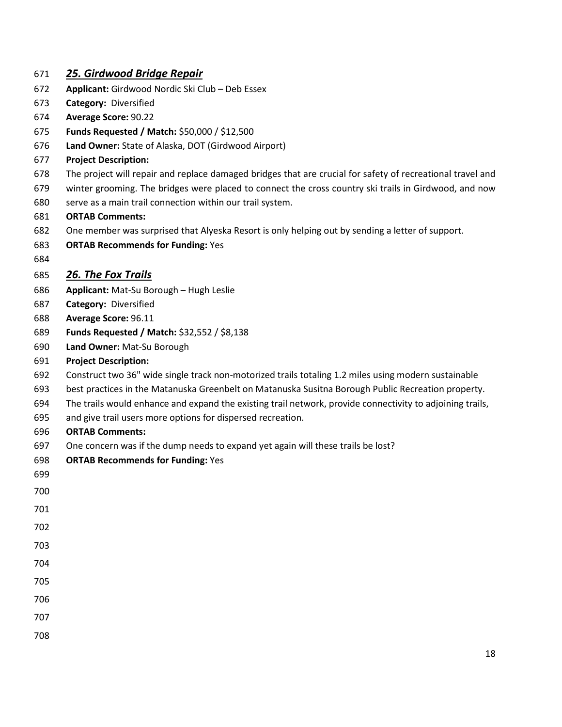### ***25. Girdwood Bridge Repair***

**Applicant:** Girdwood Nordic Ski Club – Deb Essex

**Category:** Diversified

**Average Score:** 90.22

**Funds Requested / Match:** $50,000 / $12,500

**Land Owner:** State of Alaska, DOT (Girdwood Airport)

**Project Description:**

The project will repair and replace damaged bridges that are crucial for safety of recreational travel and winter grooming. The bridges were placed to connect the cross country ski trails in Girdwood, and now serve as a main trail connection within our trail system.

**ORTAB Comments:**

One member was surprised that Alyeska Resort is only helping out by sending a letter of support.

**ORTAB Recommends for Funding:** Yes

### ***26. The Fox Trails***

**Applicant:** Mat-Su Borough – Hugh Leslie

**Category:** Diversified

**Average Score:** 96.11

**Funds Requested / Match:** $32,552 / $8,138

**Land Owner:** Mat-Su Borough

**Project Description:**

Construct two 36" wide single track non-motorized trails totaling 1.2 miles using modern sustainable best practices in the Matanuska Greenbelt on Matanuska Susitna Borough Public Recreation property. The trails would enhance and expand the existing trail network, provide connectivity to adjoining trails, and give trail users more options for dispersed recreation.

**ORTAB Comments:**

One concern was if the dump needs to expand yet again will these trails be lost?

**ORTAB Recommends for Funding:** Yes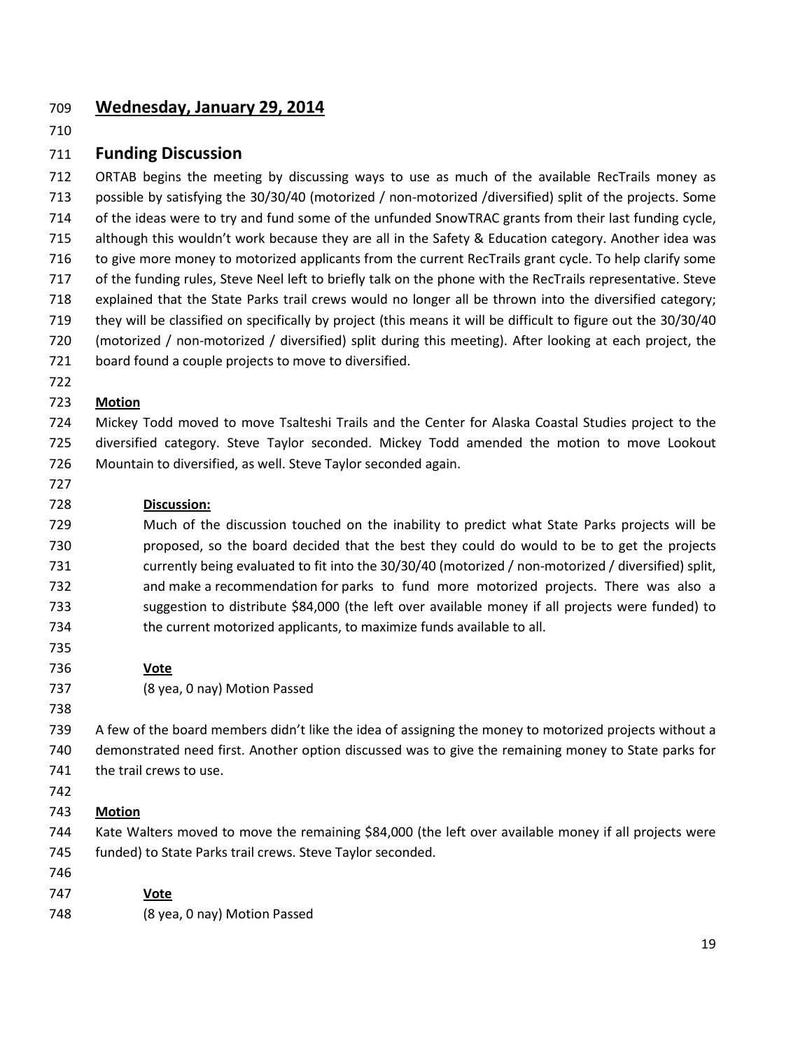## Wednesday, January 29, 2014

### Funding Discussion

ORTAB begins the meeting by discussing ways to use as much of the available RecTrails money as possible by satisfying the 30/30/40 (motorized / non-motorized /diversified) split of the projects. Some of the ideas were to try and fund some of the unfunded SnowTRAC grants from their last funding cycle, although this wouldn't work because they are all in the Safety & Education category. Another idea was to give more money to motorized applicants from the current RecTrails grant cycle. To help clarify some of the funding rules, Steve Neel left to briefly talk on the phone with the RecTrails representative. Steve explained that the State Parks trail crews would no longer all be thrown into the diversified category; they will be classified on specifically by project (this means it will be difficult to figure out the 30/30/40 (motorized / non-motorized / diversified) split during this meeting). After looking at each project, the board found a couple projects to move to diversified.

**Motion**

Mickey Todd moved to move Tsalteshi Trails and the Center for Alaska Coastal Studies project to the diversified category. Steve Taylor seconded. Mickey Todd amended the motion to move Lookout Mountain to diversified, as well. Steve Taylor seconded again.

> **Discussion:**
>
> Much of the discussion touched on the inability to predict what State Parks projects will be proposed, so the board decided that the best they could do would to be to get the projects currently being evaluated to fit into the 30/30/40 (motorized / non-motorized / diversified) split, and make a recommendation for parks to fund more motorized projects. There was also a suggestion to distribute $84,000 (the left over available money if all projects were funded) to the current motorized applicants, to maximize funds available to all.
>
> **Vote**
>
> (8 yea, 0 nay) Motion Passed

A few of the board members didn't like the idea of assigning the money to motorized projects without a demonstrated need first. Another option discussed was to give the remaining money to State parks for the trail crews to use.

**Motion**

Kate Walters moved to move the remaining $84,000 (the left over available money if all projects were funded) to State Parks trail crews. Steve Taylor seconded.

> **Vote**
>
> (8 yea, 0 nay) Motion Passed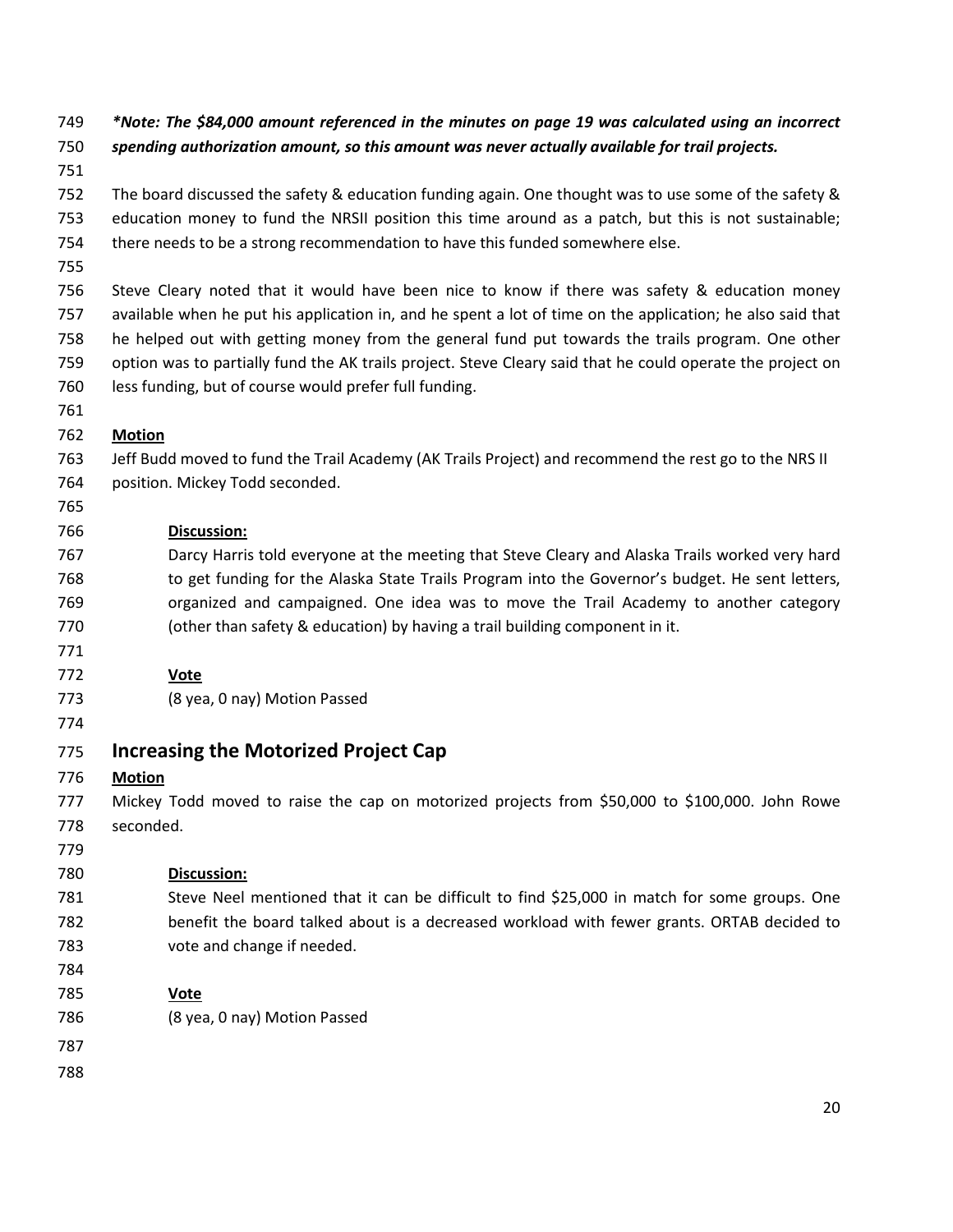***Note: The $84,000 amount referenced in the minutes on page 19 was calculated using an incorrect spending authorization amount, so this amount was never actually available for trail projects.**

The board discussed the safety & education funding again. One thought was to use some of the safety & education money to fund the NRSII position this time around as a patch, but this is not sustainable; there needs to be a strong recommendation to have this funded somewhere else.

Steve Cleary noted that it would have been nice to know if there was safety & education money available when he put his application in, and he spent a lot of time on the application; he also said that he helped out with getting money from the general fund put towards the trails program. One other option was to partially fund the AK trails project. Steve Cleary said that he could operate the project on less funding, but of course would prefer full funding.

**Motion**

Jeff Budd moved to fund the Trail Academy (AK Trails Project) and recommend the rest go to the NRS II position. Mickey Todd seconded.

> **Discussion:**
>
> Darcy Harris told everyone at the meeting that Steve Cleary and Alaska Trails worked very hard to get funding for the Alaska State Trails Program into the Governor's budget. He sent letters, organized and campaigned. One idea was to move the Trail Academy to another category (other than safety & education) by having a trail building component in it.
>
> **Vote**
>
> (8 yea, 0 nay) Motion Passed

## Increasing the Motorized Project Cap

**Motion**

Mickey Todd moved to raise the cap on motorized projects from $50,000 to $100,000. John Rowe seconded.

> **Discussion:**
>
> Steve Neel mentioned that it can be difficult to find $25,000 in match for some groups. One benefit the board talked about is a decreased workload with fewer grants. ORTAB decided to vote and change if needed.
>
> **Vote**
>
> (8 yea, 0 nay) Motion Passed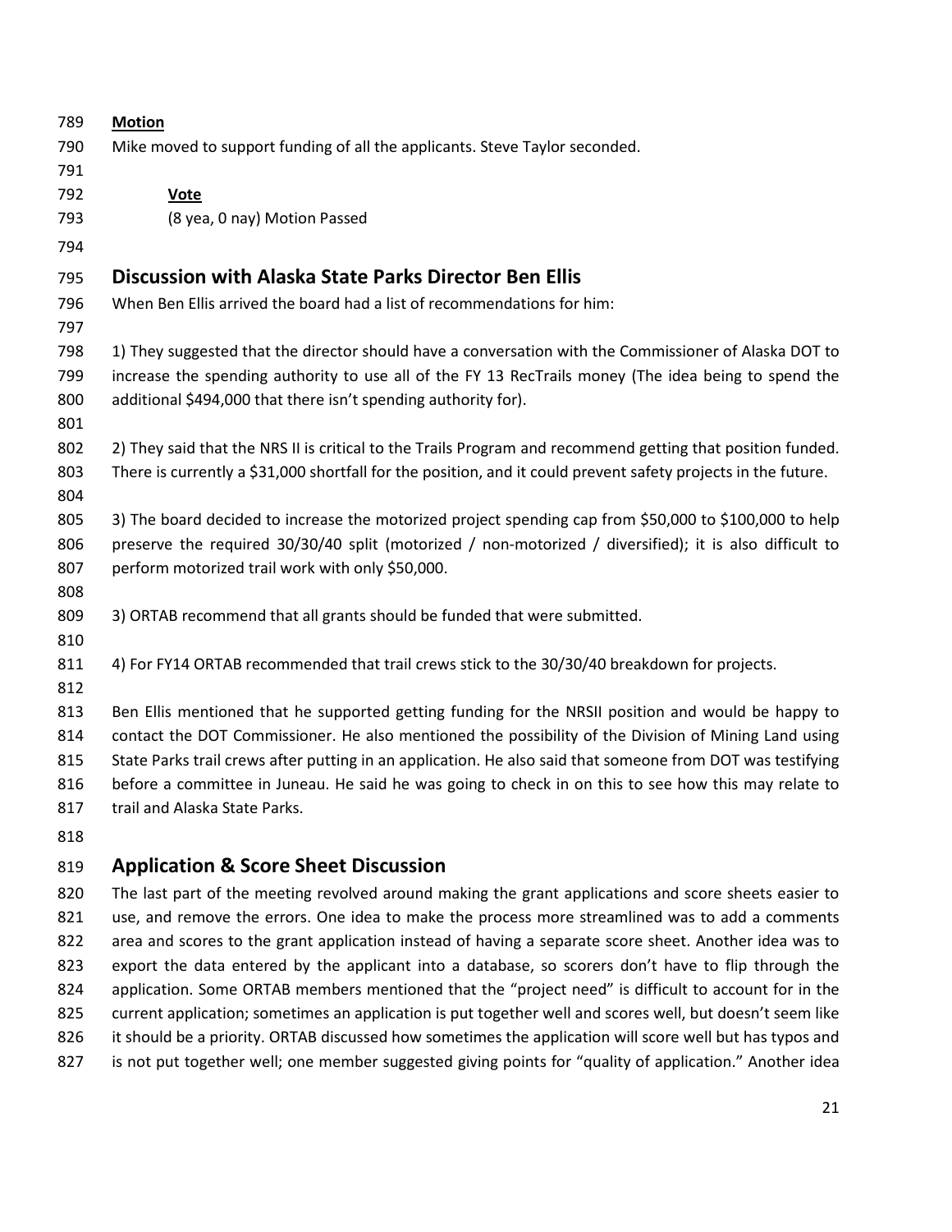**Motion**

Mike moved to support funding of all the applicants. Steve Taylor seconded.

**Vote**

(8 yea, 0 nay) Motion Passed

## Discussion with Alaska State Parks Director Ben Ellis

When Ben Ellis arrived the board had a list of recommendations for him:

1) They suggested that the director should have a conversation with the Commissioner of Alaska DOT to increase the spending authority to use all of the FY 13 RecTrails money (The idea being to spend the additional $494,000 that there isn't spending authority for).

2) They said that the NRS II is critical to the Trails Program and recommend getting that position funded. There is currently a $31,000 shortfall for the position, and it could prevent safety projects in the future.

3) The board decided to increase the motorized project spending cap from $50,000 to $100,000 to help preserve the required 30/30/40 split (motorized / non-motorized / diversified); it is also difficult to perform motorized trail work with only $50,000.

3) ORTAB recommend that all grants should be funded that were submitted.

4) For FY14 ORTAB recommended that trail crews stick to the 30/30/40 breakdown for projects.

Ben Ellis mentioned that he supported getting funding for the NRSII position and would be happy to contact the DOT Commissioner. He also mentioned the possibility of the Division of Mining Land using State Parks trail crews after putting in an application. He also said that someone from DOT was testifying before a committee in Juneau. He said he was going to check in on this to see how this may relate to trail and Alaska State Parks.

## Application & Score Sheet Discussion

The last part of the meeting revolved around making the grant applications and score sheets easier to use, and remove the errors. One idea to make the process more streamlined was to add a comments area and scores to the grant application instead of having a separate score sheet. Another idea was to export the data entered by the applicant into a database, so scorers don't have to flip through the application. Some ORTAB members mentioned that the "project need" is difficult to account for in the current application; sometimes an application is put together well and scores well, but doesn't seem like it should be a priority. ORTAB discussed how sometimes the application will score well but has typos and is not put together well; one member suggested giving points for "quality of application." Another idea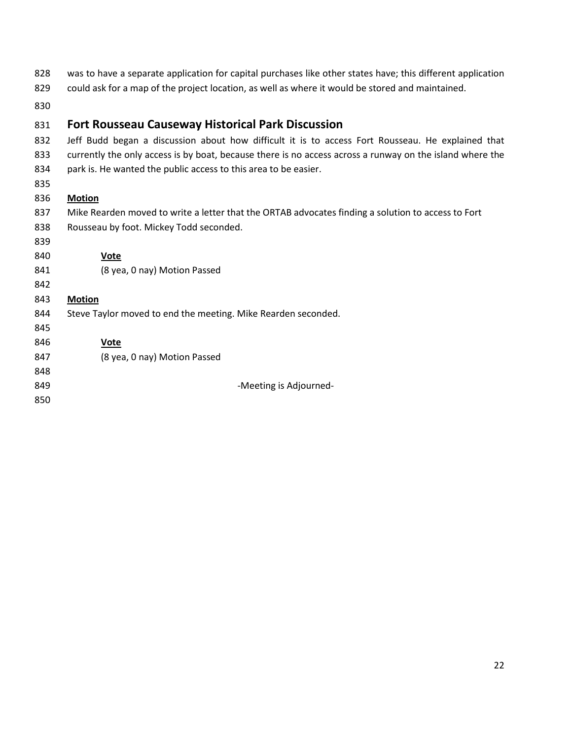was to have a separate application for capital purchases like other states have; this different application could ask for a map of the project location, as well as where it would be stored and maintained.

## Fort Rousseau Causeway Historical Park Discussion

Jeff Budd began a discussion about how difficult it is to access Fort Rousseau. He explained that currently the only access is by boat, because there is no access across a runway on the island where the park is. He wanted the public access to this area to be easier.

**Motion**

Mike Rearden moved to write a letter that the ORTAB advocates finding a solution to access to Fort Rousseau by foot. Mickey Todd seconded.

**Vote**

(8 yea, 0 nay) Motion Passed

**Motion**

Steve Taylor moved to end the meeting. Mike Rearden seconded.

**Vote**

(8 yea, 0 nay) Motion Passed

-Meeting is Adjourned-